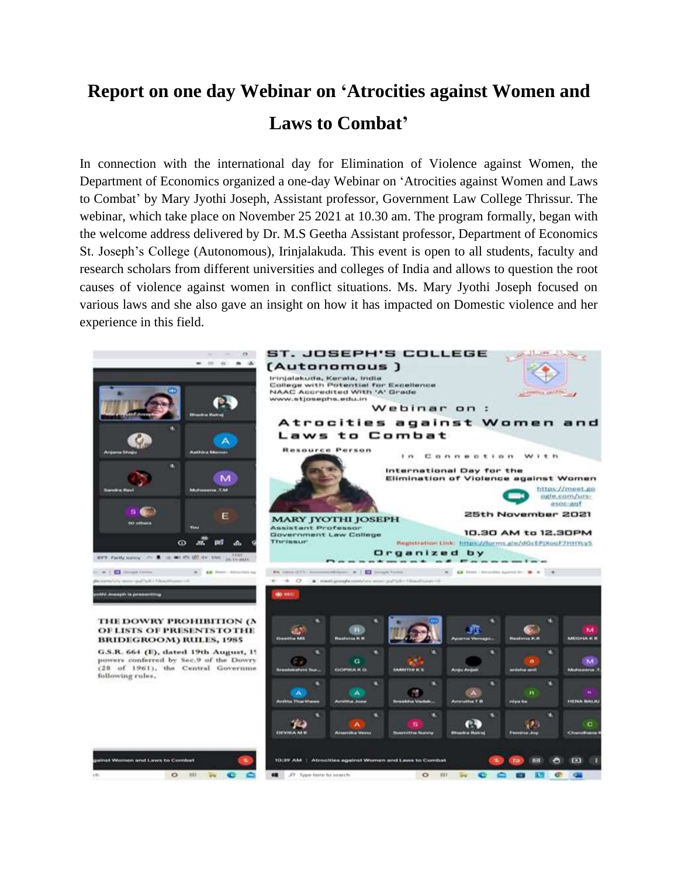# Report on one day Webinar on 'Atrocities against Women and Laws to Combat'

In connection with the international day for Elimination of Violence against Women, the Department of Economics organized a one-day Webinar on 'Atrocities against Women and Laws to Combat' by Mary Jyothi Joseph, Assistant professor, Government Law College Thrissur. The webinar, which take place on November 25 2021 at 10.30 am. The program formally, began with the welcome address delivered by Dr. M.S Geetha Assistant professor, Department of Economics St. Joseph's College (Autonomous), Irinjalakuda. This event is open to all students, faculty and research scholars from different universities and colleges of India and allows to question the root causes of violence against women in conflict situations. Ms. Mary Jyothi Joseph focused on various laws and she also gave an insight on how it has impacted on Domestic violence and her experience in this field.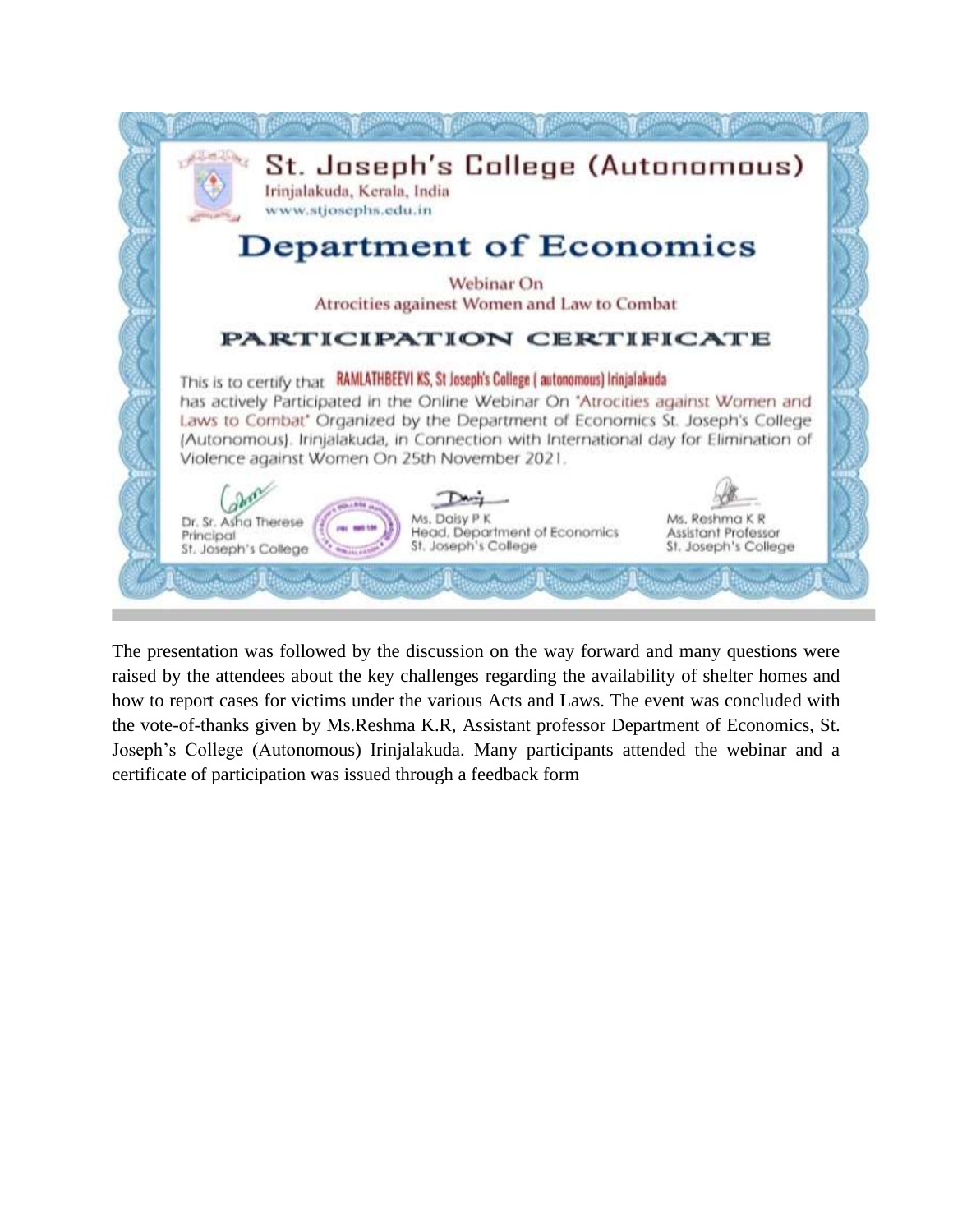# St. Joseph's College (Autonomous)

Irinjalakuda, Kerala, India

www.stjosephs.edu.in

## Department of Economics

Webinar On

Atrocities againest Women and Law to Combat

### PARTICIPATION CERTIFICATE

This is to certify that **RAMLATHBEEVI KS, St Joseph's College ( autonomous) Irinjalakuda** has actively Participated in the Online Webinar On 'Atrocities against Women and Laws to Combat' Organized by the Department of Economics St. Joseph's College (Autonomous). Irinjalakuda, in Connection with International day for Elimination of Violence against Women On 25th November 2021.

Dr. Sr. Asha Therese
Principal
St. Joseph's College

Ms. Daisy P K
Head, Department of Economics
St. Joseph's College

Ms. Reshma K R
Assistant Professor
St. Joseph's College

The presentation was followed by the discussion on the way forward and many questions were raised by the attendees about the key challenges regarding the availability of shelter homes and how to report cases for victims under the various Acts and Laws. The event was concluded with the vote-of-thanks given by Ms.Reshma K.R, Assistant professor Department of Economics, St. Joseph's College (Autonomous) Irinjalakuda. Many participants attended the webinar and a certificate of participation was issued through a feedback form